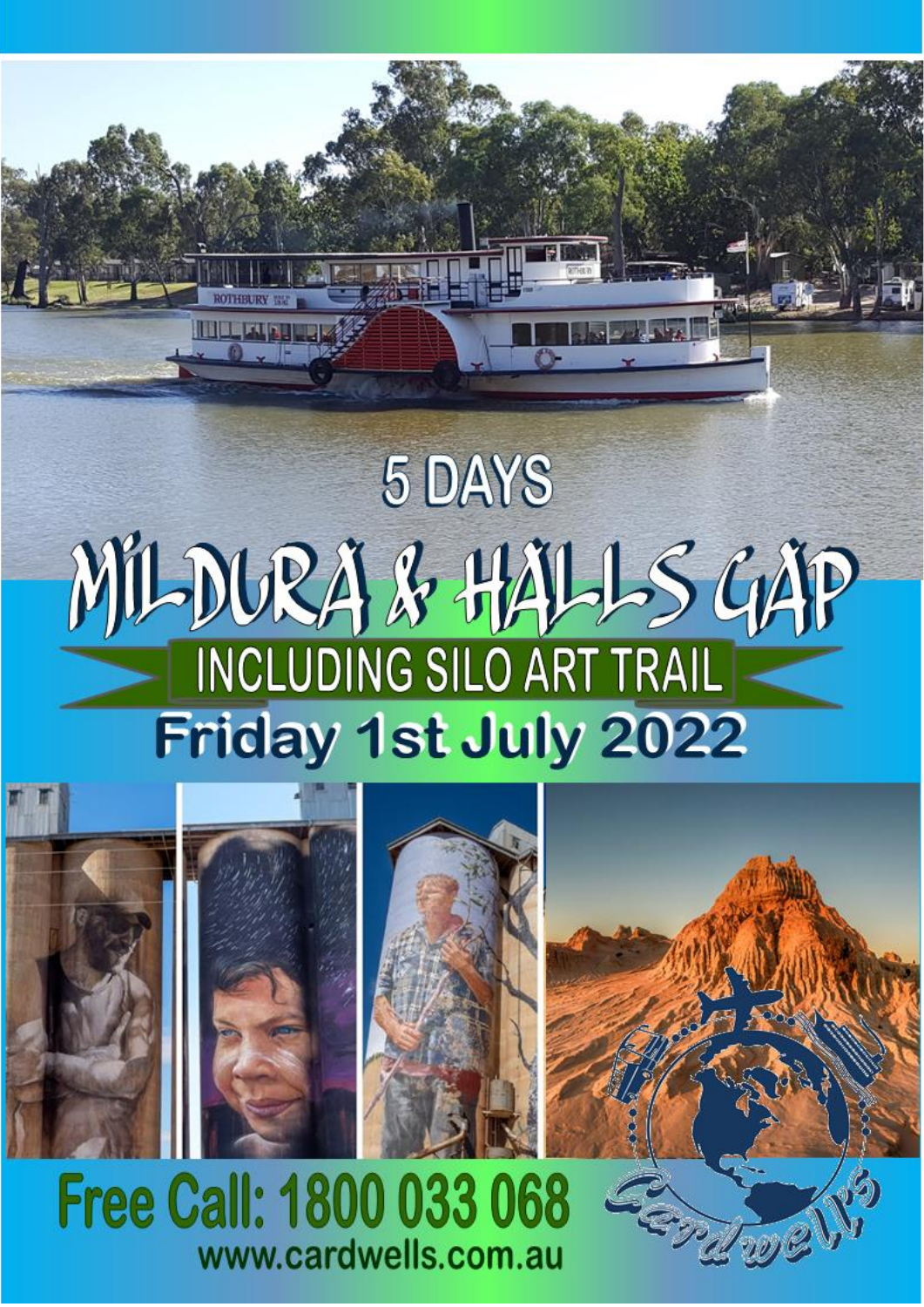# 5 DAYS

# MILDURA & HALLS GAP

## INCLUDING SILO ART TRAIL

**Friday 1st July 2022**

**Free Call: 1800 033 068**

**www.cardwells.com.au**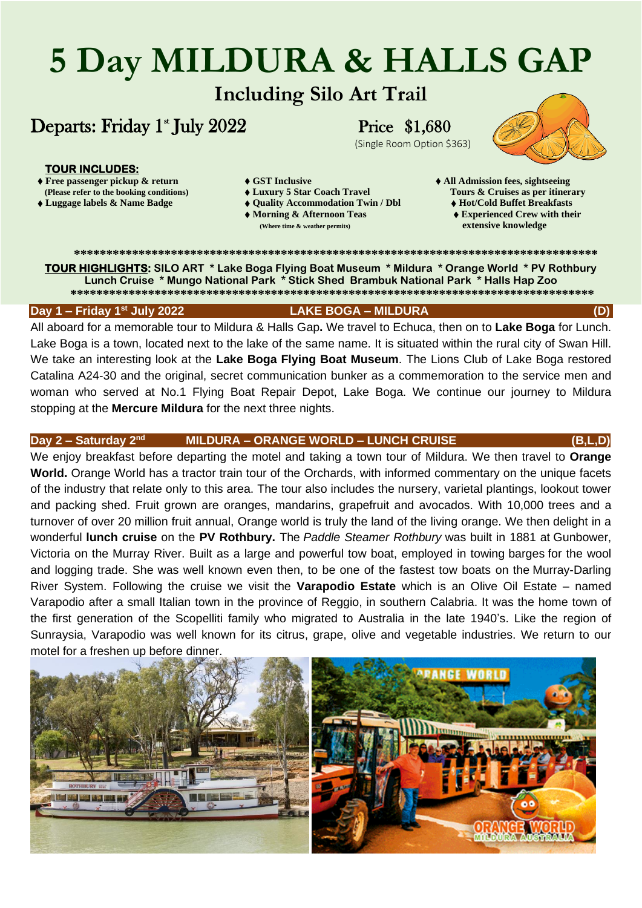# 5 Day MILDURA & HALLS GAP

## Including Silo Art Trail

**Departs: Friday 1st July 2022**

**Price $1,680**

(Single Room Option $363)

**TOUR INCLUDES:**

- **Free passenger pickup & return** (Please refer to the booking conditions)
- **Luggage labels & Name Badge**
- **GST Inclusive**
- **Luxury 5 Star Coach Travel**
- **Quality Accommodation Twin / Dbl**
- **Morning & Afternoon Teas** (Where time & weather permits)
- **All Admission fees, sightseeing Tours & Cruises as per itinerary**
- **Hot/Cold Buffet Breakfasts**
- **Experienced Crew with their extensive knowledge**

**************************************************************************************

**TOUR HIGHLIGHTS:** SILO ART * Lake Boga Flying Boat Museum * Mildura * Orange World * PV Rothbury Lunch Cruise * Mungo National Park * Stick Shed Brambuk National Park * Halls Hap Zoo

**************************************************************************************

### Day 1 – Friday 1st July 2022 — LAKE BOGA – MILDURA (D)

All aboard for a memorable tour to Mildura & Halls Gap**.** We travel to Echuca, then on to **Lake Boga** for Lunch. Lake Boga is a town, located next to the lake of the same name. It is situated within the rural city of Swan Hill. We take an interesting look at the **Lake Boga Flying Boat Museum**. The Lions Club of Lake Boga restored Catalina A24-30 and the original, secret communication bunker as a commemoration to the service men and woman who served at No.1 Flying Boat Repair Depot, Lake Boga. We continue our journey to Mildura stopping at the **Mercure Mildura** for the next three nights.

### Day 2 – Saturday 2nd — MILDURA – ORANGE WORLD – LUNCH CRUISE (B,L,D)

We enjoy breakfast before departing the motel and taking a town tour of Mildura. We then travel to **Orange World.** Orange World has a tractor train tour of the Orchards, with informed commentary on the unique facets of the industry that relate only to this area. The tour also includes the nursery, varietal plantings, lookout tower and packing shed. Fruit grown are oranges, mandarins, grapefruit and avocados. With 10,000 trees and a turnover of over 20 million fruit annual, Orange world is truly the land of the living orange. We then delight in a wonderful **lunch cruise** on the **PV Rothbury.** The *Paddle Steamer Rothbury* was built in 1881 at Gunbower, Victoria on the Murray River. Built as a large and powerful tow boat, employed in towing barges for the wool and logging trade. She was well known even then, to be one of the fastest tow boats on the Murray-Darling River System. Following the cruise we visit the **Varapodio Estate** which is an Olive Oil Estate – named Varapodio after a small Italian town in the province of Reggio, in southern Calabria. It was the home town of the first generation of the Scopelliti family who migrated to Australia in the late 1940's. Like the region of Sunraysia, Varapodio was well known for its citrus, grape, olive and vegetable industries. We return to our motel for a freshen up before dinner.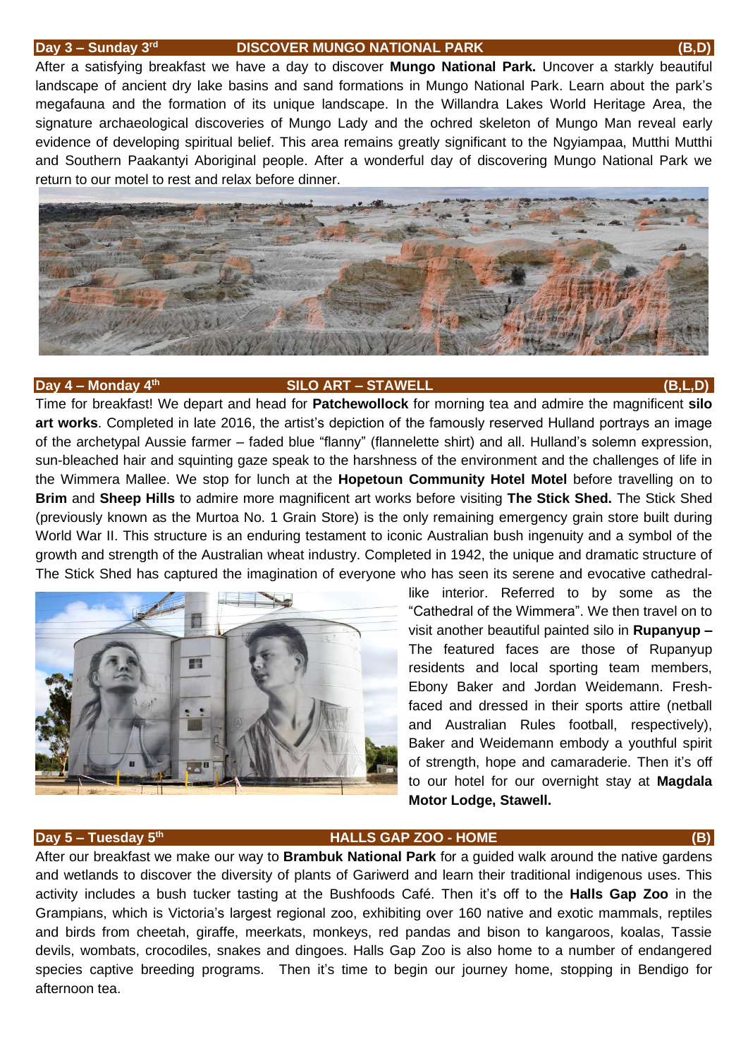## Day 3 – Sunday 3rd DISCOVER MUNGO NATIONAL PARK (B,D)

After a satisfying breakfast we have a day to discover **Mungo National Park.** Uncover a starkly beautiful landscape of ancient dry lake basins and sand formations in Mungo National Park. Learn about the park's megafauna and the formation of its unique landscape. In the Willandra Lakes World Heritage Area, the signature archaeological discoveries of Mungo Lady and the ochred skeleton of Mungo Man reveal early evidence of developing spiritual belief. This area remains greatly significant to the Ngyiampaa, Mutthi Mutthi and Southern Paakantyi Aboriginal people. After a wonderful day of discovering Mungo National Park we return to our motel to rest and relax before dinner.

## Day 4 – Monday 4th SILO ART – STAWELL (B,L,D)

Time for breakfast! We depart and head for **Patchewollock** for morning tea and admire the magnificent **silo art works**. Completed in late 2016, the artist's depiction of the famously reserved Hulland portrays an image of the archetypal Aussie farmer – faded blue "flanny" (flannelette shirt) and all. Hulland's solemn expression, sun-bleached hair and squinting gaze speak to the harshness of the environment and the challenges of life in the Wimmera Mallee. We stop for lunch at the **Hopetoun Community Hotel Motel** before travelling on to **Brim** and **Sheep Hills** to admire more magnificent art works before visiting **The Stick Shed.** The Stick Shed (previously known as the Murtoa No. 1 Grain Store) is the only remaining emergency grain store built during World War II. This structure is an enduring testament to iconic Australian bush ingenuity and a symbol of the growth and strength of the Australian wheat industry. Completed in 1942, the unique and dramatic structure of The Stick Shed has captured the imagination of everyone who has seen its serene and evocative cathedral-like interior. Referred to by some as the "Cathedral of the Wimmera". We then travel on to visit another beautiful painted silo in **Rupanyup –** The featured faces are those of Rupanyup residents and local sporting team members, Ebony Baker and Jordan Weidemann. Fresh-faced and dressed in their sports attire (netball and Australian Rules football, respectively), Baker and Weidemann embody a youthful spirit of strength, hope and camaraderie. Then it's off to our hotel for our overnight stay at **Magdala Motor Lodge, Stawell.**

## Day 5 – Tuesday 5th HALLS GAP ZOO - HOME (B)

After our breakfast we make our way to **Brambuk National Park** for a guided walk around the native gardens and wetlands to discover the diversity of plants of Gariwerd and learn their traditional indigenous uses. This activity includes a bush tucker tasting at the Bushfoods Café. Then it's off to the **Halls Gap Zoo** in the Grampians, which is Victoria's largest regional zoo, exhibiting over 160 native and exotic mammals, reptiles and birds from cheetah, giraffe, meerkats, monkeys, red pandas and bison to kangaroos, koalas, Tassie devils, wombats, crocodiles, snakes and dingoes. Halls Gap Zoo is also home to a number of endangered species captive breeding programs. Then it's time to begin our journey home, stopping in Bendigo for afternoon tea.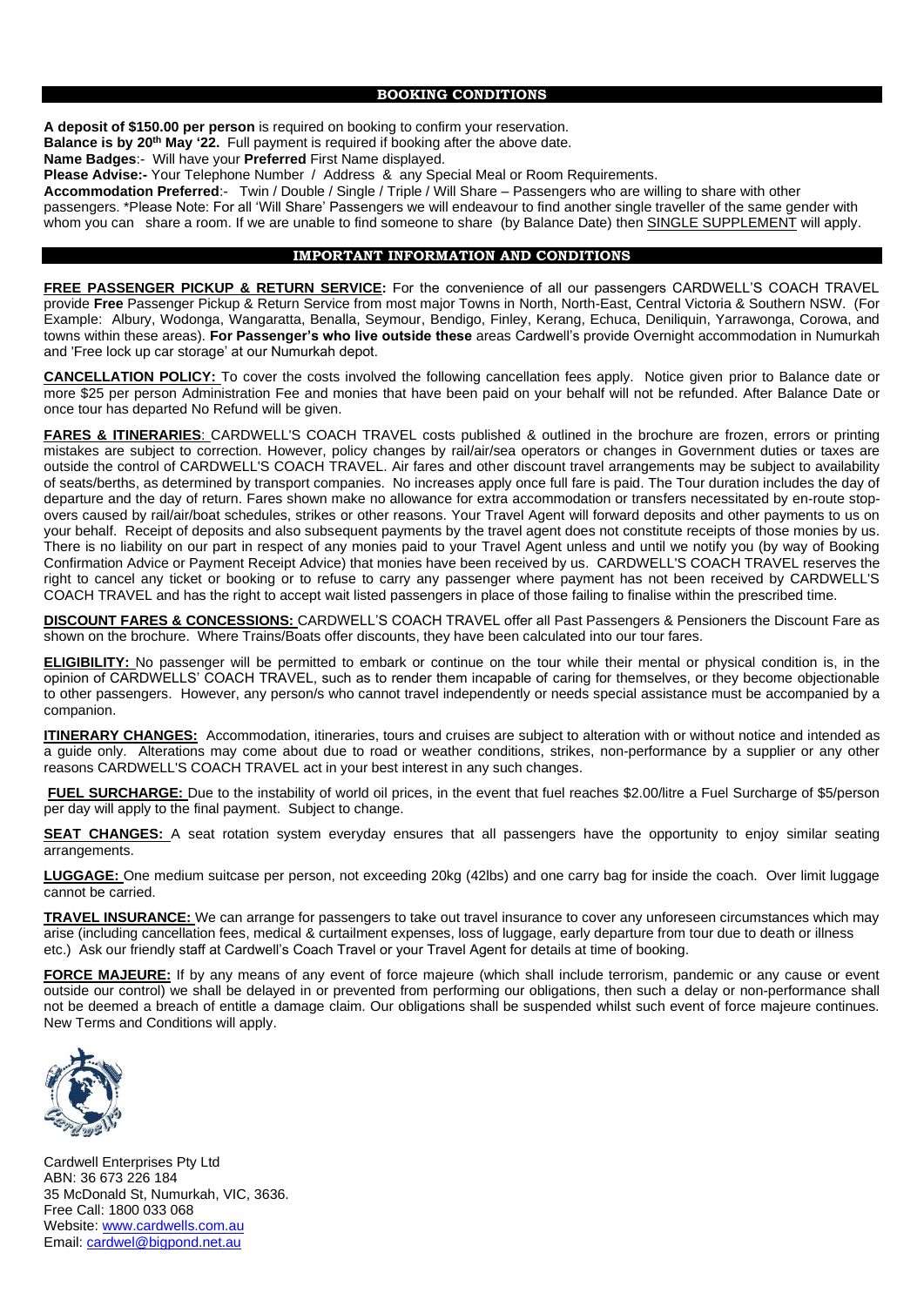## BOOKING CONDITIONS

**A deposit of $150.00 per person** is required on booking to confirm your reservation.
**Balance is by 20th May '22.** Full payment is required if booking after the above date.
**Name Badges**:- Will have your **Preferred** First Name displayed.
**Please Advise:-** Your Telephone Number / Address & any Special Meal or Room Requirements.
**Accommodation Preferred**:- Twin / Double / Single / Triple / Will Share – Passengers who are willing to share with other passengers. *Please Note: For all 'Will Share' Passengers we will endeavour to find another single traveller of the same gender with whom you can share a room. If we are unable to find someone to share (by Balance Date) then SINGLE SUPPLEMENT will apply.

## IMPORTANT INFORMATION AND CONDITIONS

**FREE PASSENGER PICKUP & RETURN SERVICE:** For the convenience of all our passengers CARDWELL'S COACH TRAVEL provide **Free** Passenger Pickup & Return Service from most major Towns in North, North-East, Central Victoria & Southern NSW. (For Example: Albury, Wodonga, Wangaratta, Benalla, Seymour, Bendigo, Finley, Kerang, Echuca, Deniliquin, Yarrawonga, Corowa, and towns within these areas). **For Passenger's who live outside these** areas Cardwell's provide Overnight accommodation in Numurkah and 'Free lock up car storage' at our Numurkah depot.

**CANCELLATION POLICY:** To cover the costs involved the following cancellation fees apply. Notice given prior to Balance date or more $25 per person Administration Fee and monies that have been paid on your behalf will not be refunded. After Balance Date or once tour has departed No Refund will be given.

**FARES & ITINERARIES**: CARDWELL'S COACH TRAVEL costs published & outlined in the brochure are frozen, errors or printing mistakes are subject to correction. However, policy changes by rail/air/sea operators or changes in Government duties or taxes are outside the control of CARDWELL'S COACH TRAVEL. Air fares and other discount travel arrangements may be subject to availability of seats/berths, as determined by transport companies. No increases apply once full fare is paid. The Tour duration includes the day of departure and the day of return. Fares shown make no allowance for extra accommodation or transfers necessitated by en-route stop-overs caused by rail/air/boat schedules, strikes or other reasons. Your Travel Agent will forward deposits and other payments to us on your behalf. Receipt of deposits and also subsequent payments by the travel agent does not constitute receipts of those monies by us. There is no liability on our part in respect of any monies paid to your Travel Agent unless and until we notify you (by way of Booking Confirmation Advice or Payment Receipt Advice) that monies have been received by us. CARDWELL'S COACH TRAVEL reserves the right to cancel any ticket or booking or to refuse to carry any passenger where payment has not been received by CARDWELL'S COACH TRAVEL and has the right to accept wait listed passengers in place of those failing to finalise within the prescribed time.

**DISCOUNT FARES & CONCESSIONS:** CARDWELL'S COACH TRAVEL offer all Past Passengers & Pensioners the Discount Fare as shown on the brochure. Where Trains/Boats offer discounts, they have been calculated into our tour fares.

**ELIGIBILITY:** No passenger will be permitted to embark or continue on the tour while their mental or physical condition is, in the opinion of CARDWELLS' COACH TRAVEL, such as to render them incapable of caring for themselves, or they become objectionable to other passengers. However, any person/s who cannot travel independently or needs special assistance must be accompanied by a companion.

**ITINERARY CHANGES:** Accommodation, itineraries, tours and cruises are subject to alteration with or without notice and intended as a guide only. Alterations may come about due to road or weather conditions, strikes, non-performance by a supplier or any other reasons CARDWELL'S COACH TRAVEL act in your best interest in any such changes.

**FUEL SURCHARGE:** Due to the instability of world oil prices, in the event that fuel reaches $2.00/litre a Fuel Surcharge of $5/person per day will apply to the final payment. Subject to change.

**SEAT CHANGES:** A seat rotation system everyday ensures that all passengers have the opportunity to enjoy similar seating arrangements.

**LUGGAGE:** One medium suitcase per person, not exceeding 20kg (42lbs) and one carry bag for inside the coach. Over limit luggage cannot be carried.

**TRAVEL INSURANCE:** We can arrange for passengers to take out travel insurance to cover any unforeseen circumstances which may arise (including cancellation fees, medical & curtailment expenses, loss of luggage, early departure from tour due to death or illness etc.) Ask our friendly staff at Cardwell's Coach Travel or your Travel Agent for details at time of booking.

**FORCE MAJEURE:** If by any means of any event of force majeure (which shall include terrorism, pandemic or any cause or event outside our control) we shall be delayed in or prevented from performing our obligations, then such a delay or non-performance shall not be deemed a breach of entitle a damage claim. Our obligations shall be suspended whilst such event of force majeure continues. New Terms and Conditions will apply.

Cardwell Enterprises Pty Ltd
ABN: 36 673 226 184
35 McDonald St, Numurkah, VIC, 3636.
Free Call: 1800 033 068
Website: www.cardwells.com.au
Email: cardwel@bigpond.net.au